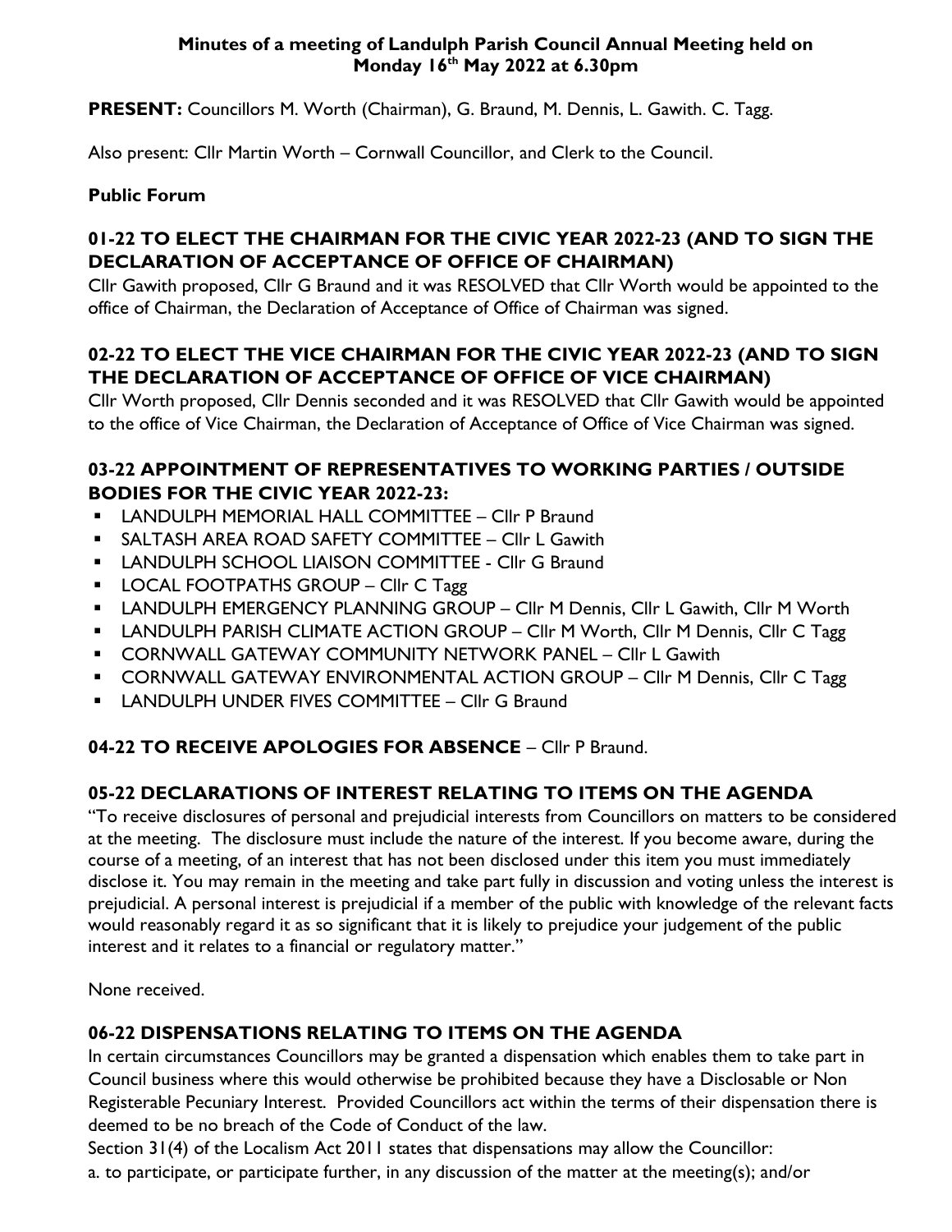**Minutes of a meeting of Landulph Parish Council Annual Meeting held on Monday 16th May 2022 at 6.30pm**

**PRESENT:** Councillors M. Worth (Chairman), G. Braund, M. Dennis, L. Gawith. C. Tagg.

Also present: Cllr Martin Worth – Cornwall Councillor, and Clerk to the Council.

**Public Forum**

## 01-22 TO ELECT THE CHAIRMAN FOR THE CIVIC YEAR 2022-23 (AND TO SIGN THE DECLARATION OF ACCEPTANCE OF OFFICE OF CHAIRMAN)

Cllr Gawith proposed, Cllr G Braund and it was RESOLVED that Cllr Worth would be appointed to the office of Chairman, the Declaration of Acceptance of Office of Chairman was signed.

## 02-22 TO ELECT THE VICE CHAIRMAN FOR THE CIVIC YEAR 2022-23 (AND TO SIGN THE DECLARATION OF ACCEPTANCE OF OFFICE OF VICE CHAIRMAN)

Cllr Worth proposed, Cllr Dennis seconded and it was RESOLVED that Cllr Gawith would be appointed to the office of Vice Chairman, the Declaration of Acceptance of Office of Vice Chairman was signed.

## 03-22 APPOINTMENT OF REPRESENTATIVES TO WORKING PARTIES / OUTSIDE BODIES FOR THE CIVIC YEAR 2022-23:

- LANDULPH MEMORIAL HALL COMMITTEE – Cllr P Braund
- SALTASH AREA ROAD SAFETY COMMITTEE – Cllr L Gawith
- LANDULPH SCHOOL LIAISON COMMITTEE - Cllr G Braund
- LOCAL FOOTPATHS GROUP – Cllr C Tagg
- LANDULPH EMERGENCY PLANNING GROUP – Cllr M Dennis, Cllr L Gawith, Cllr M Worth
- LANDULPH PARISH CLIMATE ACTION GROUP – Cllr M Worth, Cllr M Dennis, Cllr C Tagg
- CORNWALL GATEWAY COMMUNITY NETWORK PANEL – Cllr L Gawith
- CORNWALL GATEWAY ENVIRONMENTAL ACTION GROUP – Cllr M Dennis, Cllr C Tagg
- LANDULPH UNDER FIVES COMMITTEE – Cllr G Braund

## 04-22 TO RECEIVE APOLOGIES FOR ABSENCE – Cllr P Braund.

## 05-22 DECLARATIONS OF INTEREST RELATING TO ITEMS ON THE AGENDA

"To receive disclosures of personal and prejudicial interests from Councillors on matters to be considered at the meeting. The disclosure must include the nature of the interest. If you become aware, during the course of a meeting, of an interest that has not been disclosed under this item you must immediately disclose it. You may remain in the meeting and take part fully in discussion and voting unless the interest is prejudicial. A personal interest is prejudicial if a member of the public with knowledge of the relevant facts would reasonably regard it as so significant that it is likely to prejudice your judgement of the public interest and it relates to a financial or regulatory matter."

None received.

## 06-22 DISPENSATIONS RELATING TO ITEMS ON THE AGENDA

In certain circumstances Councillors may be granted a dispensation which enables them to take part in Council business where this would otherwise be prohibited because they have a Disclosable or Non Registerable Pecuniary Interest. Provided Councillors act within the terms of their dispensation there is deemed to be no breach of the Code of Conduct of the law.

Section 31(4) of the Localism Act 2011 states that dispensations may allow the Councillor:

a. to participate, or participate further, in any discussion of the matter at the meeting(s); and/or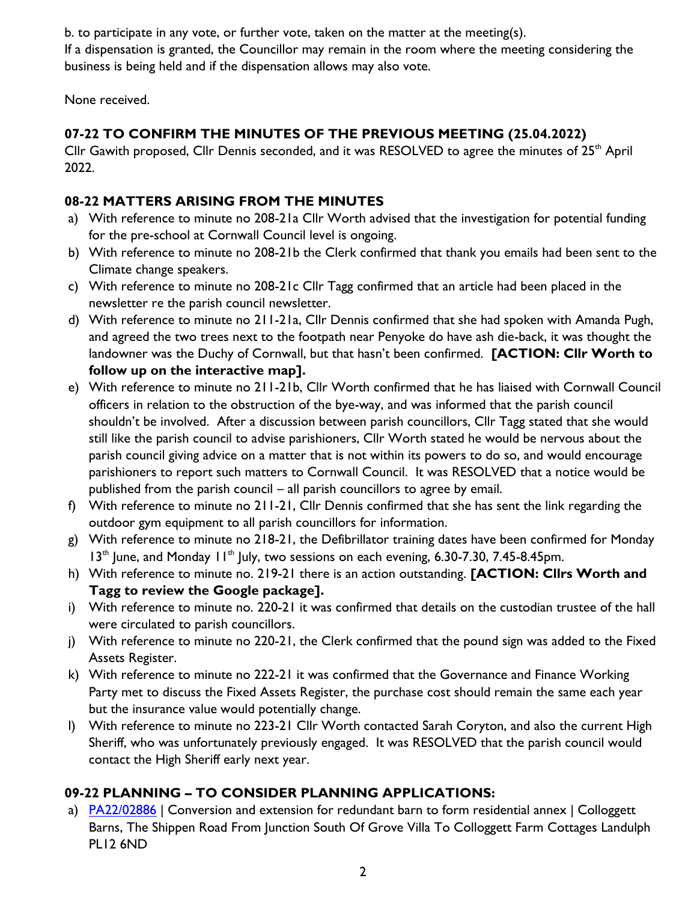b. to participate in any vote, or further vote, taken on the matter at the meeting(s).
If a dispensation is granted, the Councillor may remain in the room where the meeting considering the business is being held and if the dispensation allows may also vote.

None received.

## 07-22 TO CONFIRM THE MINUTES OF THE PREVIOUS MEETING (25.04.2022)

Cllr Gawith proposed, Cllr Dennis seconded, and it was RESOLVED to agree the minutes of 25th April 2022.

## 08-22 MATTERS ARISING FROM THE MINUTES

a) With reference to minute no 208-21a Cllr Worth advised that the investigation for potential funding for the pre-school at Cornwall Council level is ongoing.
b) With reference to minute no 208-21b the Clerk confirmed that thank you emails had been sent to the Climate change speakers.
c) With reference to minute no 208-21c Cllr Tagg confirmed that an article had been placed in the newsletter re the parish council newsletter.
d) With reference to minute no 211-21a, Cllr Dennis confirmed that she had spoken with Amanda Pugh, and agreed the two trees next to the footpath near Penyoke do have ash die-back, it was thought the landowner was the Duchy of Cornwall, but that hasn't been confirmed. **[ACTION: Cllr Worth to follow up on the interactive map].**
e) With reference to minute no 211-21b, Cllr Worth confirmed that he has liaised with Cornwall Council officers in relation to the obstruction of the bye-way, and was informed that the parish council shouldn't be involved. After a discussion between parish councillors, Cllr Tagg stated that she would still like the parish council to advise parishioners, Cllr Worth stated he would be nervous about the parish council giving advice on a matter that is not within its powers to do so, and would encourage parishioners to report such matters to Cornwall Council. It was RESOLVED that a notice would be published from the parish council – all parish councillors to agree by email.
f) With reference to minute no 211-21, Cllr Dennis confirmed that she has sent the link regarding the outdoor gym equipment to all parish councillors for information.
g) With reference to minute no 218-21, the Defibrillator training dates have been confirmed for Monday 13th June, and Monday 11th July, two sessions on each evening, 6.30-7.30, 7.45-8.45pm.
h) With reference to minute no. 219-21 there is an action outstanding. **[ACTION: Cllrs Worth and Tagg to review the Google package].**
i) With reference to minute no. 220-21 it was confirmed that details on the custodian trustee of the hall were circulated to parish councillors.
j) With reference to minute no 220-21, the Clerk confirmed that the pound sign was added to the Fixed Assets Register.
k) With reference to minute no 222-21 it was confirmed that the Governance and Finance Working Party met to discuss the Fixed Assets Register, the purchase cost should remain the same each year but the insurance value would potentially change.
l) With reference to minute no 223-21 Cllr Worth contacted Sarah Coryton, and also the current High Sheriff, who was unfortunately previously engaged. It was RESOLVED that the parish council would contact the High Sheriff early next year.

## 09-22 PLANNING – TO CONSIDER PLANNING APPLICATIONS:

a) PA22/02886 | Conversion and extension for redundant barn to form residential annex | Colloggett Barns, The Shippen Road From Junction South Of Grove Villa To Colloggett Farm Cottages Landulph PL12 6ND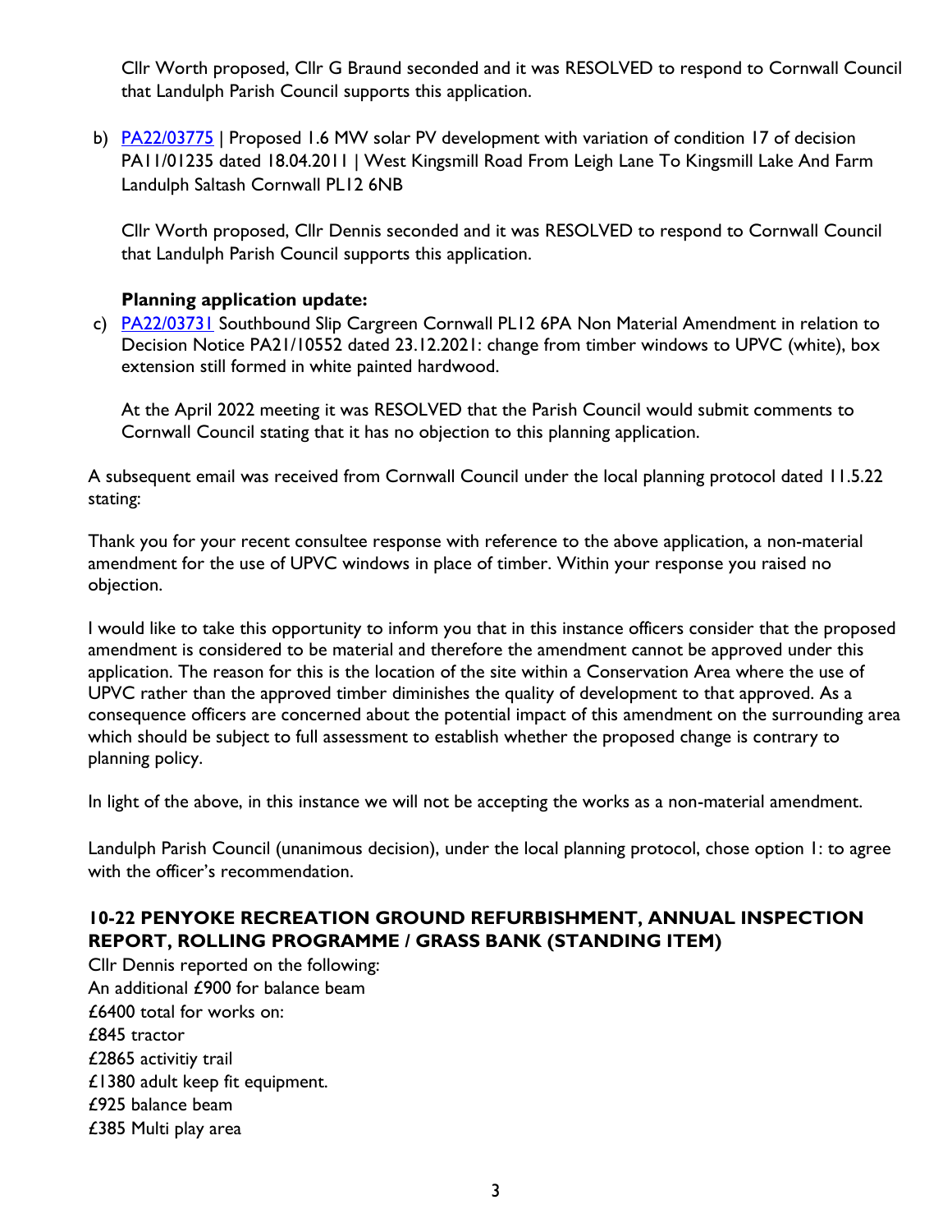Cllr Worth proposed, Cllr G Braund seconded and it was RESOLVED to respond to Cornwall Council that Landulph Parish Council supports this application.

b) PA22/03775 | Proposed 1.6 MW solar PV development with variation of condition 17 of decision PA11/01235 dated 18.04.2011 | West Kingsmill Road From Leigh Lane To Kingsmill Lake And Farm Landulph Saltash Cornwall PL12 6NB

Cllr Worth proposed, Cllr Dennis seconded and it was RESOLVED to respond to Cornwall Council that Landulph Parish Council supports this application.

**Planning application update:**

c) PA22/03731 Southbound Slip Cargreen Cornwall PL12 6PA Non Material Amendment in relation to Decision Notice PA21/10552 dated 23.12.2021: change from timber windows to UPVC (white), box extension still formed in white painted hardwood.

At the April 2022 meeting it was RESOLVED that the Parish Council would submit comments to Cornwall Council stating that it has no objection to this planning application.

A subsequent email was received from Cornwall Council under the local planning protocol dated 11.5.22 stating:

Thank you for your recent consultee response with reference to the above application, a non-material amendment for the use of UPVC windows in place of timber. Within your response you raised no objection.

I would like to take this opportunity to inform you that in this instance officers consider that the proposed amendment is considered to be material and therefore the amendment cannot be approved under this application. The reason for this is the location of the site within a Conservation Area where the use of UPVC rather than the approved timber diminishes the quality of development to that approved. As a consequence officers are concerned about the potential impact of this amendment on the surrounding area which should be subject to full assessment to establish whether the proposed change is contrary to planning policy.

In light of the above, in this instance we will not be accepting the works as a non-material amendment.

Landulph Parish Council (unanimous decision), under the local planning protocol, chose option 1: to agree with the officer's recommendation.

## 10-22 PENYOKE RECREATION GROUND REFURBISHMENT, ANNUAL INSPECTION REPORT, ROLLING PROGRAMME / GRASS BANK (STANDING ITEM)

Cllr Dennis reported on the following:
An additional £900 for balance beam
£6400 total for works on:
£845 tractor
£2865 activitiy trail
£1380 adult keep fit equipment.
£925 balance beam
£385 Multi play area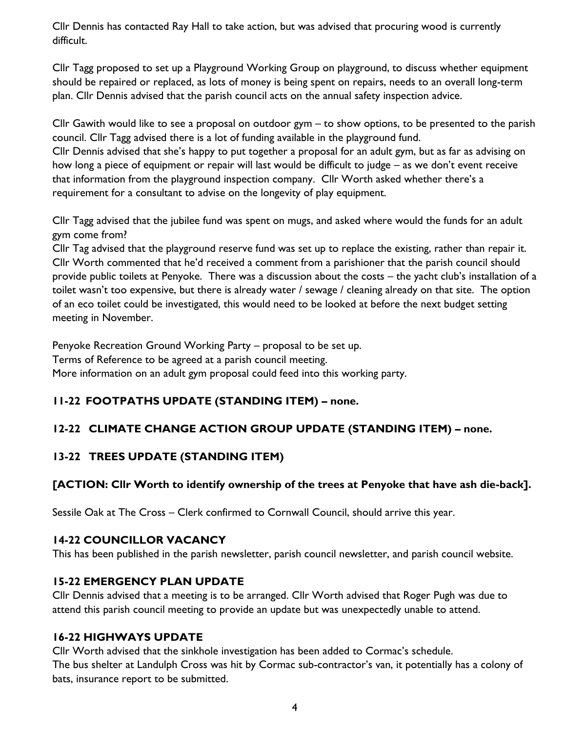Cllr Dennis has contacted Ray Hall to take action, but was advised that procuring wood is currently difficult.

Cllr Tagg proposed to set up a Playground Working Group on playground, to discuss whether equipment should be repaired or replaced, as lots of money is being spent on repairs, needs to an overall long-term plan. Cllr Dennis advised that the parish council acts on the annual safety inspection advice.

Cllr Gawith would like to see a proposal on outdoor gym – to show options, to be presented to the parish council. Cllr Tagg advised there is a lot of funding available in the playground fund.
Cllr Dennis advised that she's happy to put together a proposal for an adult gym, but as far as advising on how long a piece of equipment or repair will last would be difficult to judge – as we don't event receive that information from the playground inspection company. Cllr Worth asked whether there's a requirement for a consultant to advise on the longevity of play equipment.

Cllr Tagg advised that the jubilee fund was spent on mugs, and asked where would the funds for an adult gym come from?
Cllr Tag advised that the playground reserve fund was set up to replace the existing, rather than repair it. Cllr Worth commented that he'd received a comment from a parishioner that the parish council should provide public toilets at Penyoke. There was a discussion about the costs – the yacht club's installation of a toilet wasn't too expensive, but there is already water / sewage / cleaning already on that site. The option of an eco toilet could be investigated, this would need to be looked at before the next budget setting meeting in November.

Penyoke Recreation Ground Working Party – proposal to be set up.
Terms of Reference to be agreed at a parish council meeting.
More information on an adult gym proposal could feed into this working party.

## 11-22 FOOTPATHS UPDATE (STANDING ITEM) – none.

## 12-22 CLIMATE CHANGE ACTION GROUP UPDATE (STANDING ITEM) – none.

## 13-22 TREES UPDATE (STANDING ITEM)

**[ACTION: Cllr Worth to identify ownership of the trees at Penyoke that have ash die-back].**

Sessile Oak at The Cross – Clerk confirmed to Cornwall Council, should arrive this year.

## 14-22 COUNCILLOR VACANCY

This has been published in the parish newsletter, parish council newsletter, and parish council website.

## 15-22 EMERGENCY PLAN UPDATE

Cllr Dennis advised that a meeting is to be arranged. Cllr Worth advised that Roger Pugh was due to attend this parish council meeting to provide an update but was unexpectedly unable to attend.

## 16-22 HIGHWAYS UPDATE

Cllr Worth advised that the sinkhole investigation has been added to Cormac's schedule.
The bus shelter at Landulph Cross was hit by Cormac sub-contractor's van, it potentially has a colony of bats, insurance report to be submitted.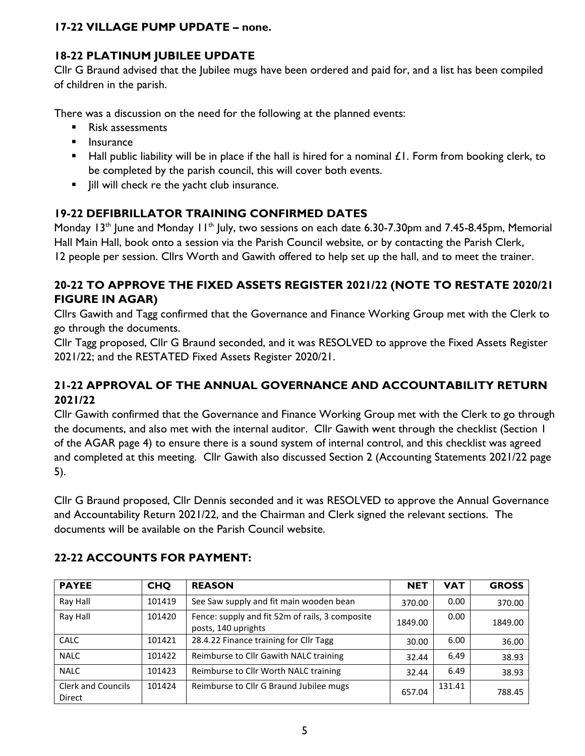## 17-22 VILLAGE PUMP UPDATE – none.

## 18-22 PLATINUM JUBILEE UPDATE

Cllr G Braund advised that the Jubilee mugs have been ordered and paid for, and a list has been compiled of children in the parish.

There was a discussion on the need for the following at the planned events:

- Risk assessments
- Insurance
- Hall public liability will be in place if the hall is hired for a nominal £1. Form from booking clerk, to be completed by the parish council, this will cover both events.
- Jill will check re the yacht club insurance.

## 19-22 DEFIBRILLATOR TRAINING CONFIRMED DATES

Monday 13th June and Monday 11th July, two sessions on each date 6.30-7.30pm and 7.45-8.45pm, Memorial Hall Main Hall, book onto a session via the Parish Council website, or by contacting the Parish Clerk, 12 people per session. Cllrs Worth and Gawith offered to help set up the hall, and to meet the trainer.

## 20-22 TO APPROVE THE FIXED ASSETS REGISTER 2021/22 (NOTE TO RESTATE 2020/21 FIGURE IN AGAR)

Cllrs Gawith and Tagg confirmed that the Governance and Finance Working Group met with the Clerk to go through the documents.

Cllr Tagg proposed, Cllr G Braund seconded, and it was RESOLVED to approve the Fixed Assets Register 2021/22; and the RESTATED Fixed Assets Register 2020/21.

## 21-22 APPROVAL OF THE ANNUAL GOVERNANCE AND ACCOUNTABILITY RETURN 2021/22

Cllr Gawith confirmed that the Governance and Finance Working Group met with the Clerk to go through the documents, and also met with the internal auditor. Cllr Gawith went through the checklist (Section 1 of the AGAR page 4) to ensure there is a sound system of internal control, and this checklist was agreed and completed at this meeting. Cllr Gawith also discussed Section 2 (Accounting Statements 2021/22 page 5).

Cllr G Braund proposed, Cllr Dennis seconded and it was RESOLVED to approve the Annual Governance and Accountability Return 2021/22, and the Chairman and Clerk signed the relevant sections. The documents will be available on the Parish Council website.

## 22-22 ACCOUNTS FOR PAYMENT:

| PAYEE | CHQ | REASON | NET | VAT | GROSS |
|---|---|---|---|---|---|
| Ray Hall | 101419 | See Saw supply and fit main wooden bean | 370.00 | 0.00 | 370.00 |
| Ray Hall | 101420 | Fence: supply and fit 52m of rails, 3 composite posts, 140 uprights | 1849.00 | 0.00 | 1849.00 |
| CALC | 101421 | 28.4.22 Finance training for Cllr Tagg | 30.00 | 6.00 | 36.00 |
| NALC | 101422 | Reimburse to Cllr Gawith NALC training | 32.44 | 6.49 | 38.93 |
| NALC | 101423 | Reimburse to Cllr Worth NALC training | 32.44 | 6.49 | 38.93 |
| Clerk and Councils Direct | 101424 | Reimburse to Cllr G Braund Jubilee mugs | 657.04 | 131.41 | 788.45 |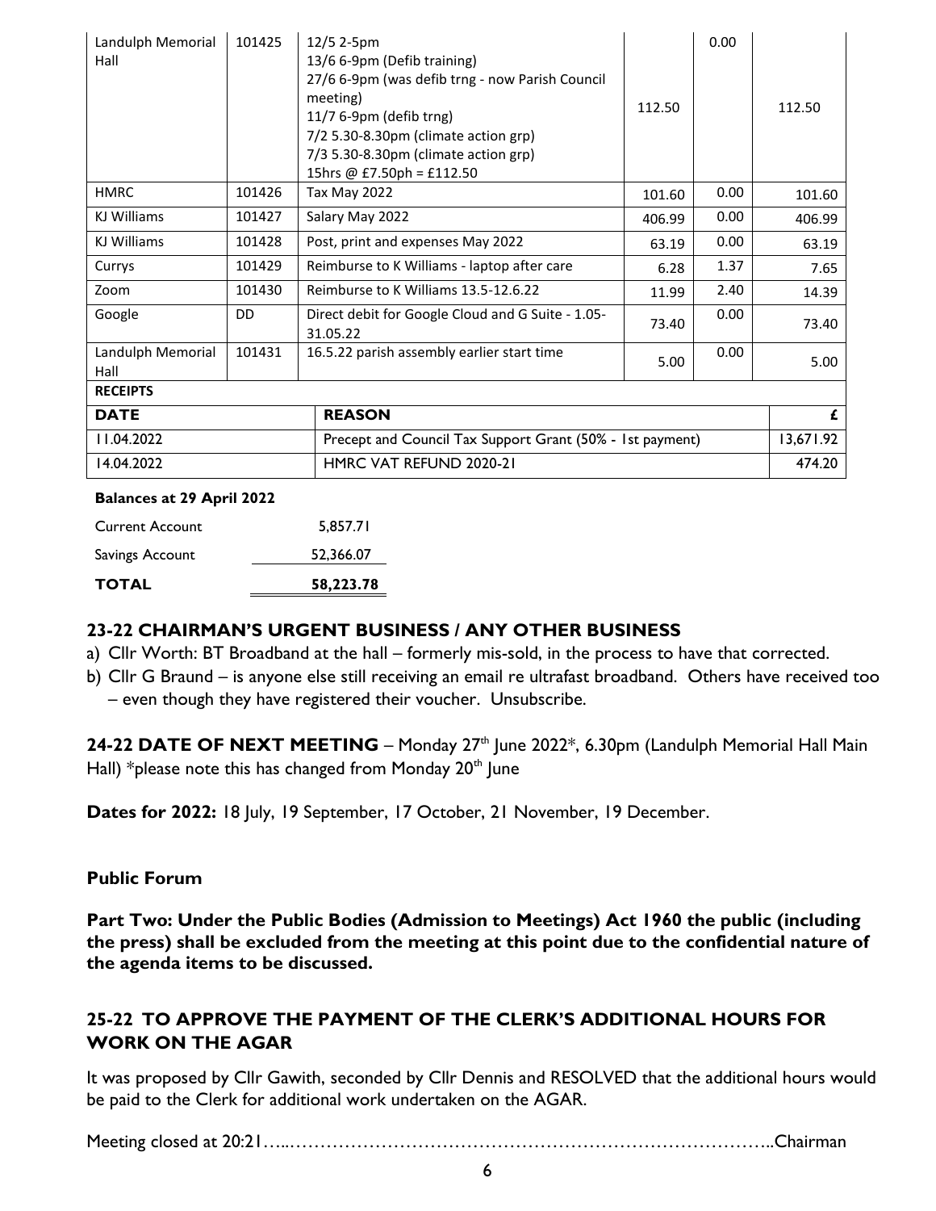| | | | | | |
|---|---|---|---|---|---|
| Landulph Memorial Hall | 101425 | 12/5 2-5pm<br>13/6 6-9pm (Defib training)<br>27/6 6-9pm (was defib trng - now Parish Council meeting)<br>11/7 6-9pm (defib trng)<br>7/2 5.30-8.30pm (climate action grp)<br>7/3 5.30-8.30pm (climate action grp)<br>15hrs @ £7.50ph = £112.50 | 112.50 | 0.00 | 112.50 |
| HMRC | 101426 | Tax May 2022 | 101.60 | 0.00 | 101.60 |
| KJ Williams | 101427 | Salary May 2022 | 406.99 | 0.00 | 406.99 |
| KJ Williams | 101428 | Post, print and expenses May 2022 | 63.19 | 0.00 | 63.19 |
| Currys | 101429 | Reimburse to K Williams - laptop after care | 6.28 | 1.37 | 7.65 |
| Zoom | 101430 | Reimburse to K Williams 13.5-12.6.22 | 11.99 | 2.40 | 14.39 |
| Google | DD | Direct debit for Google Cloud and G Suite - 1.05-31.05.22 | 73.40 | 0.00 | 73.40 |
| Landulph Memorial Hall | 101431 | 16.5.22 parish assembly earlier start time | 5.00 | 0.00 | 5.00 |

**RECEIPTS**

| DATE | REASON | £ |
|---|---|---|
| 11.04.2022 | Precept and Council Tax Support Grant (50% - 1st payment) | 13,671.92 |
| 14.04.2022 | HMRC VAT REFUND 2020-21 | 474.20 |

**Balances at 29 April 2022**

| | |
|---|---|
| Current Account | 5,857.71 |
| Savings Account | 52,366.07 |
| **TOTAL** | **58,223.78** |

## 23-22 CHAIRMAN'S URGENT BUSINESS / ANY OTHER BUSINESS

a) Cllr Worth: BT Broadband at the hall – formerly mis-sold, in the process to have that corrected.

b) Cllr G Braund – is anyone else still receiving an email re ultrafast broadband. Others have received too – even though they have registered their voucher. Unsubscribe.

**24-22 DATE OF NEXT MEETING** – Monday 27th June 2022*, 6.30pm (Landulph Memorial Hall Main Hall) *please note this has changed from Monday 20th June

**Dates for 2022:** 18 July, 19 September, 17 October, 21 November, 19 December.

**Public Forum**

**Part Two: Under the Public Bodies (Admission to Meetings) Act 1960 the public (including the press) shall be excluded from the meeting at this point due to the confidential nature of the agenda items to be discussed.**

## 25-22 TO APPROVE THE PAYMENT OF THE CLERK'S ADDITIONAL HOURS FOR WORK ON THE AGAR

It was proposed by Cllr Gawith, seconded by Cllr Dennis and RESOLVED that the additional hours would be paid to the Clerk for additional work undertaken on the AGAR.

Meeting closed at 20:21…..……………………………………………………………………..Chairman